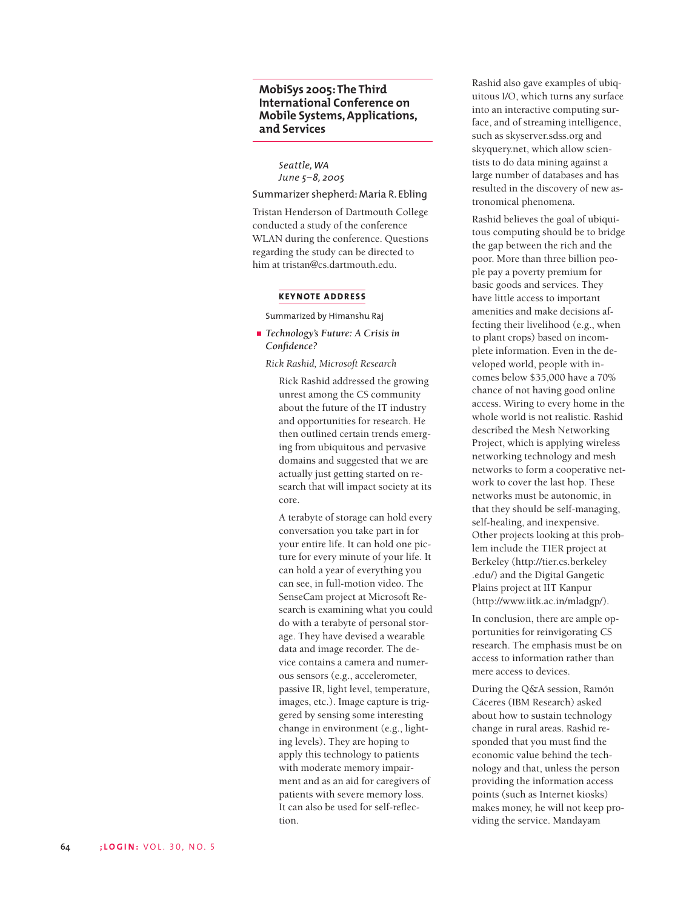## MobiSys 2005: The Third International Conference on Mobile Systems, Applications, and Services

*Seattle, WA*
*June 5–8, 2005*

Summarizer shepherd: Maria R. Ebling

Tristan Henderson of Dartmouth College conducted a study of the conference WLAN during the conference. Questions regarding the study can be directed to him at tristan@cs.dartmouth.edu.

### KEYNOTE ADDRESS

Summarized by Himanshu Raj

- *Technology's Future: A Crisis in Confidence?*

*Rick Rashid, Microsoft Research*

Rick Rashid addressed the growing unrest among the CS community about the future of the IT industry and opportunities for research. He then outlined certain trends emerging from ubiquitous and pervasive domains and suggested that we are actually just getting started on research that will impact society at its core.

A terabyte of storage can hold every conversation you take part in for your entire life. It can hold one picture for every minute of your life. It can hold a year of everything you can see, in full-motion video. The SenseCam project at Microsoft Research is examining what you could do with a terabyte of personal storage. They have devised a wearable data and image recorder. The device contains a camera and numerous sensors (e.g., accelerometer, passive IR, light level, temperature, images, etc.). Image capture is triggered by sensing some interesting change in environment (e.g., lighting levels). They are hoping to apply this technology to patients with moderate memory impairment and as an aid for caregivers of patients with severe memory loss. It can also be used for self-reflection.

Rashid also gave examples of ubiquitous I/O, which turns any surface into an interactive computing surface, and of streaming intelligence, such as skyserver.sdss.org and skyquery.net, which allow scientists to do data mining against a large number of databases and has resulted in the discovery of new astronomical phenomena.

Rashid believes the goal of ubiquitous computing should be to bridge the gap between the rich and the poor. More than three billion people pay a poverty premium for basic goods and services. They have little access to important amenities and make decisions affecting their livelihood (e.g., when to plant crops) based on incomplete information. Even in the developed world, people with incomes below $35,000 have a 70% chance of not having good online access. Wiring to every home in the whole world is not realistic. Rashid described the Mesh Networking Project, which is applying wireless networking technology and mesh networks to form a cooperative network to cover the last hop. These networks must be autonomic, in that they should be self-managing, self-healing, and inexpensive. Other projects looking at this problem include the TIER project at Berkeley (http://tier.cs.berkeley.edu/) and the Digital Gangetic Plains project at IIT Kanpur (http://www.iitk.ac.in/mladgp/).

In conclusion, there are ample opportunities for reinvigorating CS research. The emphasis must be on access to information rather than mere access to devices.

During the Q&A session, Ramón Cáceres (IBM Research) asked about how to sustain technology change in rural areas. Rashid responded that you must find the economic value behind the technology and that, unless the person providing the information access points (such as Internet kiosks) makes money, he will not keep providing the service. Mandayam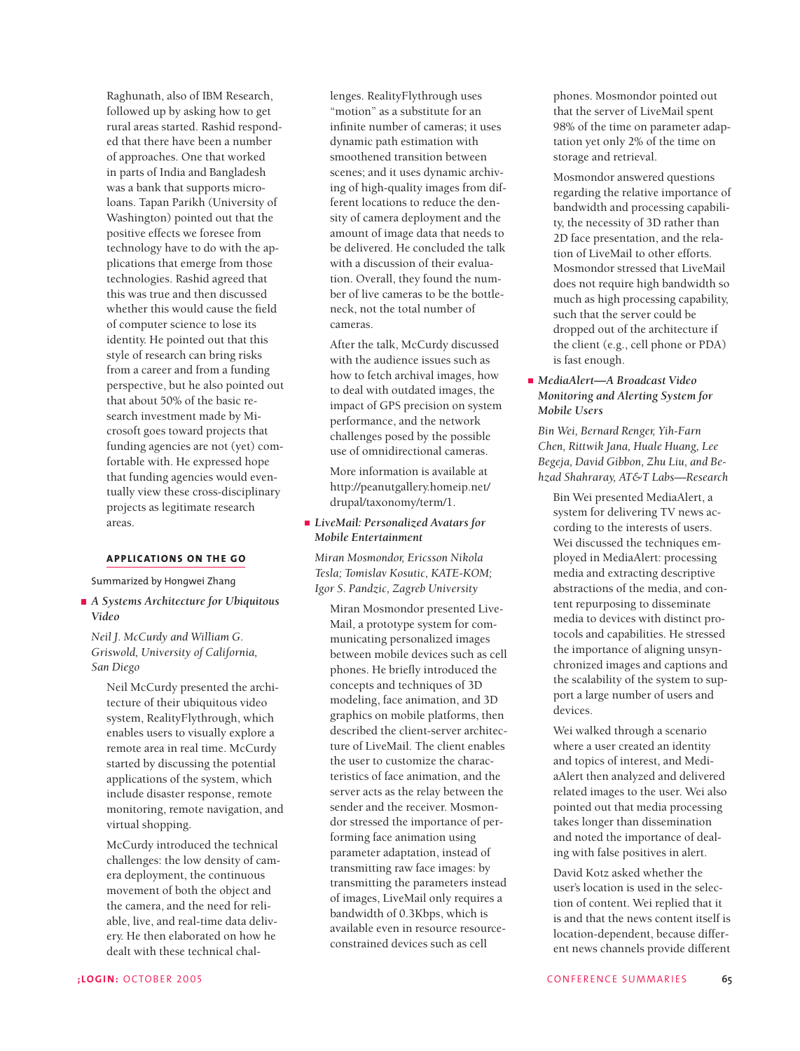Raghunath, also of IBM Research, followed up by asking how to get rural areas started. Rashid responded that there have been a number of approaches. One that worked in parts of India and Bangladesh was a bank that supports microloans. Tapan Parikh (University of Washington) pointed out that the positive effects we foresee from technology have to do with the applications that emerge from those technologies. Rashid agreed that this was true and then discussed whether this would cause the field of computer science to lose its identity. He pointed out that this style of research can bring risks from a career and from a funding perspective, but he also pointed out that about 50% of the basic research investment made by Microsoft goes toward projects that funding agencies are not (yet) comfortable with. He expressed hope that funding agencies would eventually view these cross-disciplinary projects as legitimate research areas.

## APPLICATIONS ON THE GO

Summarized by Hongwei Zhang

### *A Systems Architecture for Ubiquitous Video*

*Neil J. McCurdy and William G. Griswold, University of California, San Diego*

Neil McCurdy presented the architecture of their ubiquitous video system, RealityFlythrough, which enables users to visually explore a remote area in real time. McCurdy started by discussing the potential applications of the system, which include disaster response, remote monitoring, remote navigation, and virtual shopping.

McCurdy introduced the technical challenges: the low density of camera deployment, the continuous movement of both the object and the camera, and the need for reliable, live, and real-time data delivery. He then elaborated on how he dealt with these technical challenges. RealityFlythrough uses "motion" as a substitute for an infinite number of cameras; it uses dynamic path estimation with smoothened transition between scenes; and it uses dynamic archiving of high-quality images from different locations to reduce the density of camera deployment and the amount of image data that needs to be delivered. He concluded the talk with a discussion of their evaluation. Overall, they found the number of live cameras to be the bottleneck, not the total number of cameras.

After the talk, McCurdy discussed with the audience issues such as how to fetch archival images, how to deal with outdated images, the impact of GPS precision on system performance, and the network challenges posed by the possible use of omnidirectional cameras.

More information is available at http://peanutgallery.homeip.net/drupal/taxonomy/term/1.

### *LiveMail: Personalized Avatars for Mobile Entertainment*

*Miran Mosmondor, Ericsson Nikola Tesla; Tomislav Kosutic, KATE-KOM; Igor S. Pandzic, Zagreb University*

Miran Mosmondor presented LiveMail, a prototype system for communicating personalized images between mobile devices such as cell phones. He briefly introduced the concepts and techniques of 3D modeling, face animation, and 3D graphics on mobile platforms, then described the client-server architecture of LiveMail. The client enables the user to customize the characteristics of face animation, and the server acts as the relay between the sender and the receiver. Mosmondor stressed the importance of performing face animation using parameter adaptation, instead of transmitting raw face images: by transmitting the parameters instead of images, LiveMail only requires a bandwidth of 0.3Kbps, which is available even in resource resource-constrained devices such as cell phones. Mosmondor pointed out that the server of LiveMail spent 98% of the time on parameter adaptation yet only 2% of the time on storage and retrieval.

Mosmondor answered questions regarding the relative importance of bandwidth and processing capability, the necessity of 3D rather than 2D face presentation, and the relation of LiveMail to other efforts. Mosmondor stressed that LiveMail does not require high bandwidth so much as high processing capability, such that the server could be dropped out of the architecture if the client (e.g., cell phone or PDA) is fast enough.

### *MediaAlert—A Broadcast Video Monitoring and Alerting System for Mobile Users*

*Bin Wei, Bernard Renger, Yih-Farn Chen, Rittwik Jana, Huale Huang, Lee Begeja, David Gibbon, Zhu Liu, and Behzad Shahraray, AT&T Labs—Research*

Bin Wei presented MediaAlert, a system for delivering TV news according to the interests of users. Wei discussed the techniques employed in MediaAlert: processing media and extracting descriptive abstractions of the media, and content repurposing to disseminate media to devices with distinct protocols and capabilities. He stressed the importance of aligning unsynchronized images and captions and the scalability of the system to support a large number of users and devices.

Wei walked through a scenario where a user created an identity and topics of interest, and MediaAlert then analyzed and delivered related images to the user. Wei also pointed out that media processing takes longer than dissemination and noted the importance of dealing with false positives in alert.

David Kotz asked whether the user's location is used in the selection of content. Wei replied that it is and that the news content itself is location-dependent, because different news channels provide different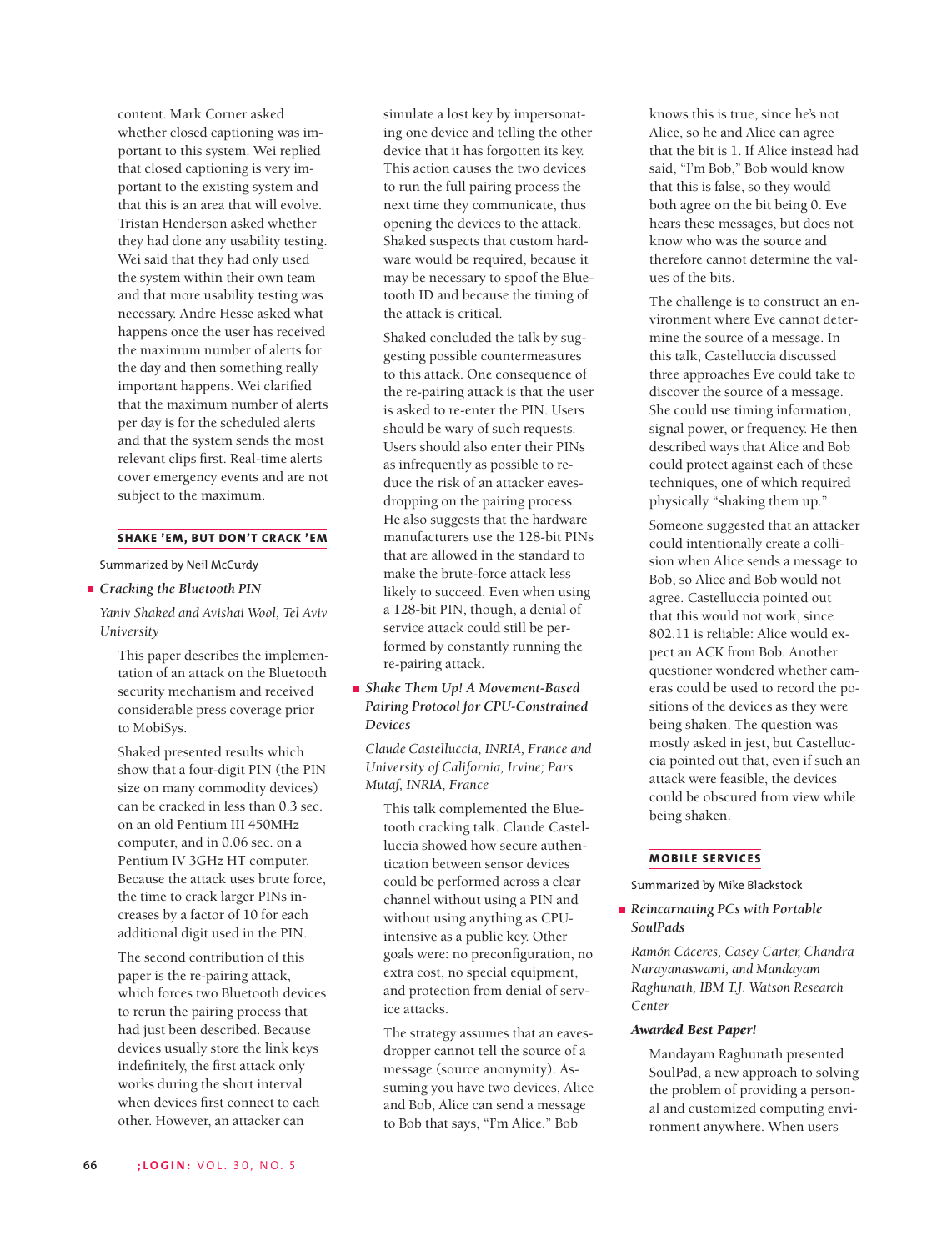content. Mark Corner asked whether closed captioning was important to this system. Wei replied that closed captioning is very important to the existing system and that this is an area that will evolve. Tristan Henderson asked whether they had done any usability testing. Wei said that they had only used the system within their own team and that more usability testing was necessary. Andre Hesse asked what happens once the user has received the maximum number of alerts for the day and then something really important happens. Wei clarified that the maximum number of alerts per day is for the scheduled alerts and that the system sends the most relevant clips first. Real-time alerts cover emergency events and are not subject to the maximum.

## SHAKE 'EM, BUT DON'T CRACK 'EM

Summarized by Neil McCurdy

- *Cracking the Bluetooth PIN*

*Yaniv Shaked and Avishai Wool, Tel Aviv University*

This paper describes the implementation of an attack on the Bluetooth security mechanism and received considerable press coverage prior to MobiSys.

Shaked presented results which show that a four-digit PIN (the PIN size on many commodity devices) can be cracked in less than 0.3 sec. on an old Pentium III 450MHz computer, and in 0.06 sec. on a Pentium IV 3GHz HT computer. Because the attack uses brute force, the time to crack larger PINs increases by a factor of 10 for each additional digit used in the PIN.

The second contribution of this paper is the re-pairing attack, which forces two Bluetooth devices to rerun the pairing process that had just been described. Because devices usually store the link keys indefinitely, the first attack only works during the short interval when devices first connect to each other. However, an attacker can simulate a lost key by impersonating one device and telling the other device that it has forgotten its key. This action causes the two devices to run the full pairing process the next time they communicate, thus opening the devices to the attack. Shaked suspects that custom hardware would be required, because it may be necessary to spoof the Bluetooth ID and because the timing of the attack is critical.

Shaked concluded the talk by suggesting possible countermeasures to this attack. One consequence of the re-pairing attack is that the user is asked to re-enter the PIN. Users should be wary of such requests. Users should also enter their PINs as infrequently as possible to reduce the risk of an attacker eavesdropping on the pairing process. He also suggests that the hardware manufacturers use the 128-bit PINs that are allowed in the standard to make the brute-force attack less likely to succeed. Even when using a 128-bit PIN, though, a denial of service attack could still be performed by constantly running the re-pairing attack.

- *Shake Them Up! A Movement-Based Pairing Protocol for CPU-Constrained Devices*

*Claude Castelluccia, INRIA, France and University of California, Irvine; Pars Mutaf, INRIA, France*

This talk complemented the Bluetooth cracking talk. Claude Castelluccia showed how secure authentication between sensor devices could be performed across a clear channel without using a PIN and without using anything as CPU-intensive as a public key. Other goals were: no preconfiguration, no extra cost, no special equipment, and protection from denial of service attacks.

The strategy assumes that an eavesdropper cannot tell the source of a message (source anonymity). Assuming you have two devices, Alice and Bob, Alice can send a message to Bob that says, "I'm Alice." Bob knows this is true, since he's not Alice, so he and Alice can agree that the bit is 1. If Alice instead had said, "I'm Bob," Bob would know that this is false, so they would both agree on the bit being 0. Eve hears these messages, but does not know who was the source and therefore cannot determine the values of the bits.

The challenge is to construct an environment where Eve cannot determine the source of a message. In this talk, Castelluccia discussed three approaches Eve could take to discover the source of a message. She could use timing information, signal power, or frequency. He then described ways that Alice and Bob could protect against each of these techniques, one of which required physically "shaking them up."

Someone suggested that an attacker could intentionally create a collision when Alice sends a message to Bob, so Alice and Bob would not agree. Castelluccia pointed out that this would not work, since 802.11 is reliable: Alice would expect an ACK from Bob. Another questioner wondered whether cameras could be used to record the positions of the devices as they were being shaken. The question was mostly asked in jest, but Castelluccia pointed out that, even if such an attack were feasible, the devices could be obscured from view while being shaken.

## MOBILE SERVICES

Summarized by Mike Blackstock

- *Reincarnating PCs with Portable SoulPads*

*Ramón Cáceres, Casey Carter, Chandra Narayanaswami, and Mandayam Raghunath, IBM T.J. Watson Research Center*

***Awarded Best Paper!***

Mandayam Raghunath presented SoulPad, a new approach to solving the problem of providing a personal and customized computing environment anywhere. When users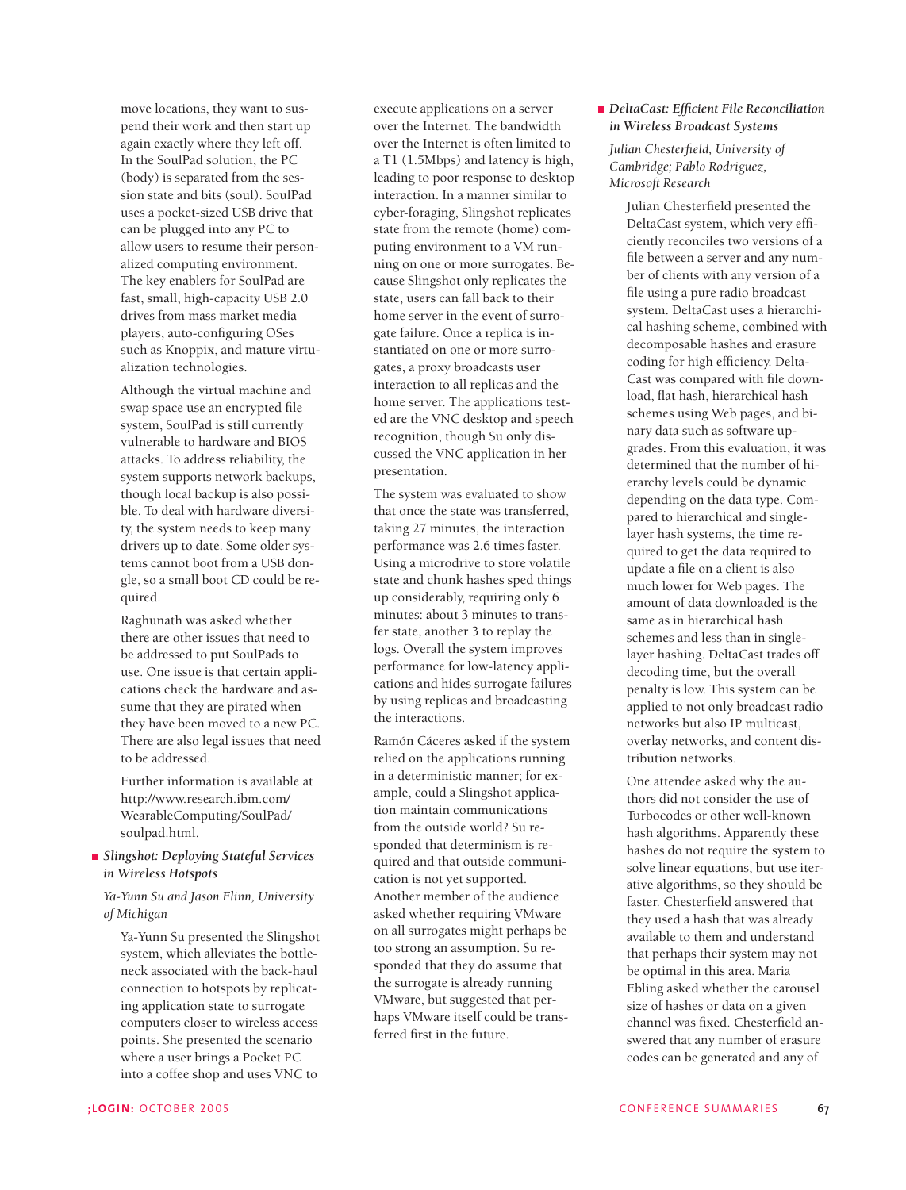move locations, they want to suspend their work and then start up again exactly where they left off. In the SoulPad solution, the PC (body) is separated from the session state and bits (soul). SoulPad uses a pocket-sized USB drive that can be plugged into any PC to allow users to resume their personalized computing environment. The key enablers for SoulPad are fast, small, high-capacity USB 2.0 drives from mass market media players, auto-configuring OSes such as Knoppix, and mature virtualization technologies.

Although the virtual machine and swap space use an encrypted file system, SoulPad is still currently vulnerable to hardware and BIOS attacks. To address reliability, the system supports network backups, though local backup is also possible. To deal with hardware diversity, the system needs to keep many drivers up to date. Some older systems cannot boot from a USB dongle, so a small boot CD could be required.

Raghunath was asked whether there are other issues that need to be addressed to put SoulPads to use. One issue is that certain applications check the hardware and assume that they are pirated when they have been moved to a new PC. There are also legal issues that need to be addressed.

Further information is available at http://www.research.ibm.com/WearableComputing/SoulPad/soulpad.html.

### *Slingshot: Deploying Stateful Services in Wireless Hotspots*

*Ya-Yunn Su and Jason Flinn, University of Michigan*

Ya-Yunn Su presented the Slingshot system, which alleviates the bottleneck associated with the back-haul connection to hotspots by replicating application state to surrogate computers closer to wireless access points. She presented the scenario where a user brings a Pocket PC into a coffee shop and uses VNC to execute applications on a server over the Internet. The bandwidth over the Internet is often limited to a T1 (1.5Mbps) and latency is high, leading to poor response to desktop interaction. In a manner similar to cyber-foraging, Slingshot replicates state from the remote (home) computing environment to a VM running on one or more surrogates. Because Slingshot only replicates the state, users can fall back to their home server in the event of surrogate failure. Once a replica is instantiated on one or more surrogates, a proxy broadcasts user interaction to all replicas and the home server. The applications tested are the VNC desktop and speech recognition, though Su only discussed the VNC application in her presentation.

The system was evaluated to show that once the state was transferred, taking 27 minutes, the interaction performance was 2.6 times faster. Using a microdrive to store volatile state and chunk hashes sped things up considerably, requiring only 6 minutes: about 3 minutes to transfer state, another 3 to replay the logs. Overall the system improves performance for low-latency applications and hides surrogate failures by using replicas and broadcasting the interactions.

Ramón Cáceres asked if the system relied on the applications running in a deterministic manner; for example, could a Slingshot application maintain communications from the outside world? Su responded that determinism is required and that outside communication is not yet supported. Another member of the audience asked whether requiring VMware on all surrogates might perhaps be too strong an assumption. Su responded that they do assume that the surrogate is already running VMware, but suggested that perhaps VMware itself could be transferred first in the future.

### *DeltaCast: Efficient File Reconciliation in Wireless Broadcast Systems*

*Julian Chesterfield, University of Cambridge; Pablo Rodriguez, Microsoft Research*

Julian Chesterfield presented the DeltaCast system, which very efficiently reconciles two versions of a file between a server and any number of clients with any version of a file using a pure radio broadcast system. DeltaCast uses a hierarchical hashing scheme, combined with decomposable hashes and erasure coding for high efficiency. DeltaCast was compared with file download, flat hash, hierarchical hash schemes using Web pages, and binary data such as software upgrades. From this evaluation, it was determined that the number of hierarchy levels could be dynamic depending on the data type. Compared to hierarchical and single-layer hash systems, the time required to get the data required to update a file on a client is also much lower for Web pages. The amount of data downloaded is the same as in hierarchical hash schemes and less than in single-layer hashing. DeltaCast trades off decoding time, but the overall penalty is low. This system can be applied to not only broadcast radio networks but also IP multicast, overlay networks, and content distribution networks.

One attendee asked why the authors did not consider the use of Turbocodes or other well-known hash algorithms. Apparently these hashes do not require the system to solve linear equations, but use iterative algorithms, so they should be faster. Chesterfield answered that they used a hash that was already available to them and understand that perhaps their system may not be optimal in this area. Maria Ebling asked whether the carousel size of hashes or data on a given channel was fixed. Chesterfield answered that any number of erasure codes can be generated and any of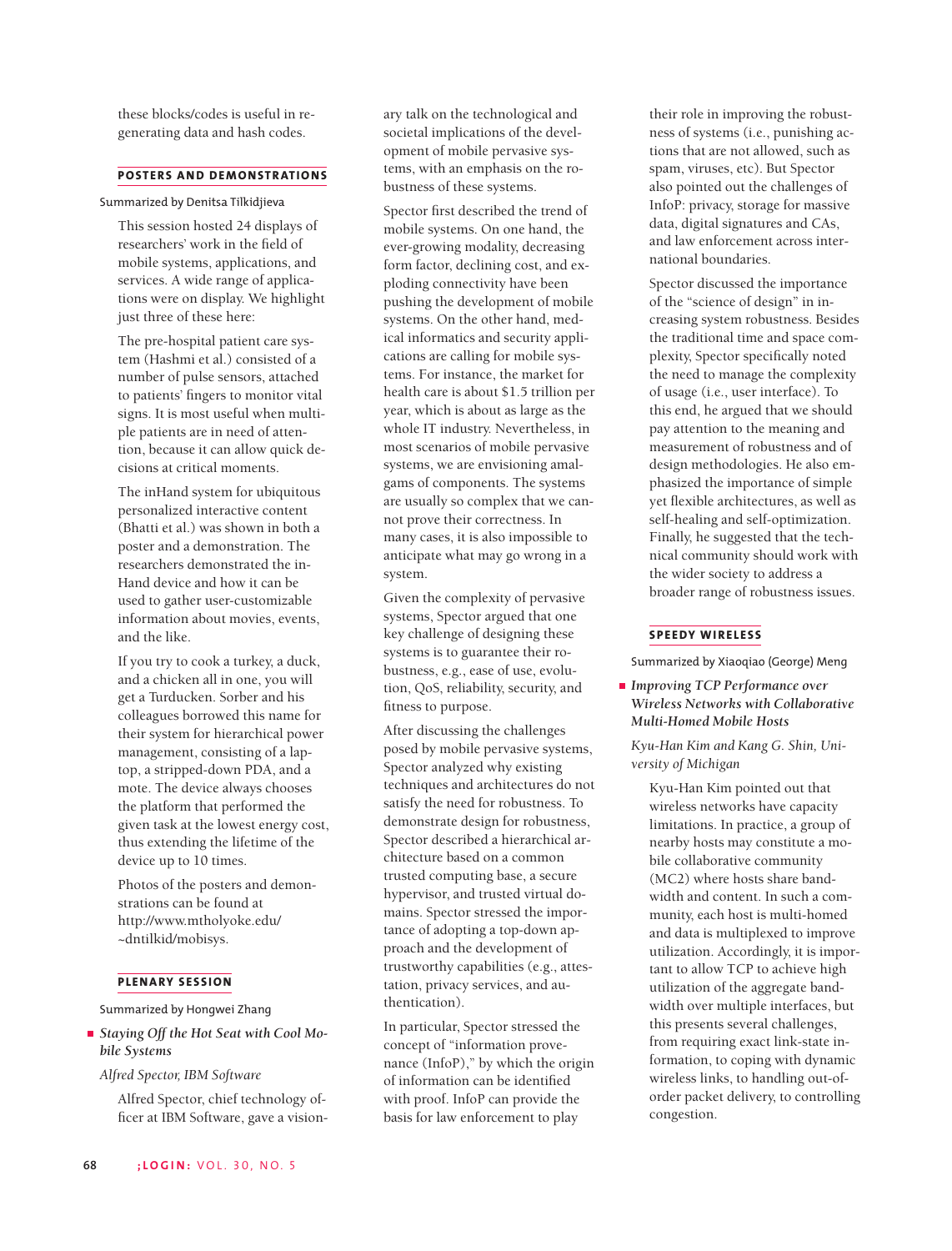these blocks/codes is useful in regenerating data and hash codes.

## POSTERS AND DEMONSTRATIONS

Summarized by Denitsa Tilkidjieva

This session hosted 24 displays of researchers' work in the field of mobile systems, applications, and services. A wide range of applications were on display. We highlight just three of these here:

The pre-hospital patient care system (Hashmi et al.) consisted of a number of pulse sensors, attached to patients' fingers to monitor vital signs. It is most useful when multiple patients are in need of attention, because it can allow quick decisions at critical moments.

The inHand system for ubiquitous personalized interactive content (Bhatti et al.) was shown in both a poster and a demonstration. The researchers demonstrated the inHand device and how it can be used to gather user-customizable information about movies, events, and the like.

If you try to cook a turkey, a duck, and a chicken all in one, you will get a Turducken. Sorber and his colleagues borrowed this name for their system for hierarchical power management, consisting of a laptop, a stripped-down PDA, and a mote. The device always chooses the platform that performed the given task at the lowest energy cost, thus extending the lifetime of the device up to 10 times.

Photos of the posters and demonstrations can be found at http://www.mtholyoke.edu/~dntilkid/mobisys.

## PLENARY SESSION

Summarized by Hongwei Zhang

- ***Staying Off the Hot Seat with Cool Mobile Systems***

*Alfred Spector, IBM Software*

Alfred Spector, chief technology officer at IBM Software, gave a visionary talk on the technological and societal implications of the development of mobile pervasive systems, with an emphasis on the robustness of these systems.

Spector first described the trend of mobile systems. On one hand, the ever-growing modality, decreasing form factor, declining cost, and exploding connectivity have been pushing the development of mobile systems. On the other hand, medical informatics and security applications are calling for mobile systems. For instance, the market for health care is about $1.5 trillion per year, which is about as large as the whole IT industry. Nevertheless, in most scenarios of mobile pervasive systems, we are envisioning amalgams of components. The systems are usually so complex that we cannot prove their correctness. In many cases, it is also impossible to anticipate what may go wrong in a system.

Given the complexity of pervasive systems, Spector argued that one key challenge of designing these systems is to guarantee their robustness, e.g., ease of use, evolution, QoS, reliability, security, and fitness to purpose.

After discussing the challenges posed by mobile pervasive systems, Spector analyzed why existing techniques and architectures do not satisfy the need for robustness. To demonstrate design for robustness, Spector described a hierarchical architecture based on a common trusted computing base, a secure hypervisor, and trusted virtual domains. Spector stressed the importance of adopting a top-down approach and the development of trustworthy capabilities (e.g., attestation, privacy services, and authentication).

In particular, Spector stressed the concept of "information provenance (InfoP)," by which the origin of information can be identified with proof. InfoP can provide the basis for law enforcement to play their role in improving the robustness of systems (i.e., punishing actions that are not allowed, such as spam, viruses, etc). But Spector also pointed out the challenges of InfoP: privacy, storage for massive data, digital signatures and CAs, and law enforcement across international boundaries.

Spector discussed the importance of the "science of design" in increasing system robustness. Besides the traditional time and space complexity, Spector specifically noted the need to manage the complexity of usage (i.e., user interface). To this end, he argued that we should pay attention to the meaning and measurement of robustness and of design methodologies. He also emphasized the importance of simple yet flexible architectures, as well as self-healing and self-optimization. Finally, he suggested that the technical community should work with the wider society to address a broader range of robustness issues.

## SPEEDY WIRELESS

Summarized by Xiaoqiao (George) Meng

- ***Improving TCP Performance over Wireless Networks with Collaborative Multi-Homed Mobile Hosts***

*Kyu-Han Kim and Kang G. Shin, University of Michigan*

Kyu-Han Kim pointed out that wireless networks have capacity limitations. In practice, a group of nearby hosts may constitute a mobile collaborative community (MC2) where hosts share bandwidth and content. In such a community, each host is multi-homed and data is multiplexed to improve utilization. Accordingly, it is important to allow TCP to achieve high utilization of the aggregate bandwidth over multiple interfaces, but this presents several challenges, from requiring exact link-state information, to coping with dynamic wireless links, to handling out-of-order packet delivery, to controlling congestion.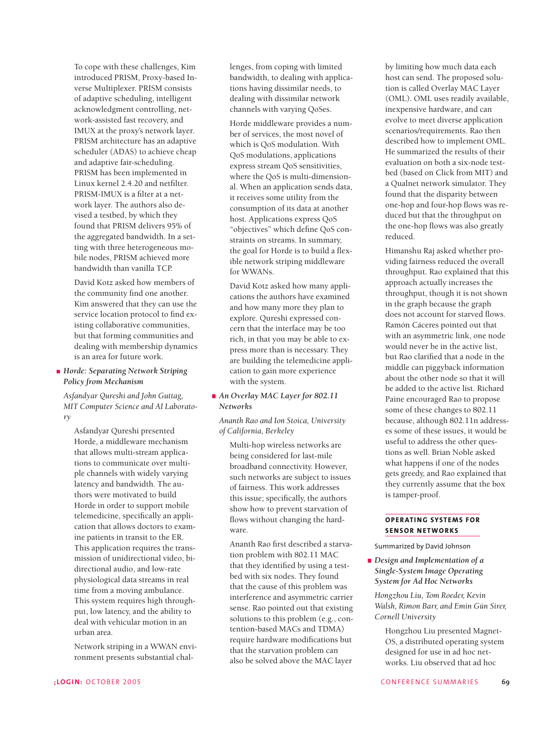To cope with these challenges, Kim introduced PRISM, Proxy-based Inverse Multiplexer. PRISM consists of adaptive scheduling, intelligent acknowledgment controlling, network-assisted fast recovery, and IMUX at the proxy's network layer. PRISM architecture has an adaptive scheduler (ADAS) to achieve cheap and adaptive fair-scheduling. PRISM has been implemented in Linux kernel 2.4.20 and netfilter. PRISM-IMUX is a filter at a network layer. The authors also devised a testbed, by which they found that PRISM delivers 95% of the aggregated bandwidth. In a setting with three heterogeneous mobile nodes, PRISM achieved more bandwidth than vanilla TCP.

David Kotz asked how members of the community find one another. Kim answered that they can use the service location protocol to find existing collaborative communities, but that forming communities and dealing with membership dynamics is an area for future work.

- ***Horde: Separating Network Striping Policy from Mechanism***

*Asfandyar Qureshi and John Guttag, MIT Computer Science and AI Laboratory*

Asfandyar Qureshi presented Horde, a middleware mechanism that allows multi-stream applications to communicate over multiple channels with widely varying latency and bandwidth. The authors were motivated to build Horde in order to support mobile telemedicine, specifically an application that allows doctors to examine patients in transit to the ER. This application requires the transmission of unidirectional video, bidirectional audio, and low-rate physiological data streams in real time from a moving ambulance. This system requires high throughput, low latency, and the ability to deal with vehicular motion in an urban area.

Network striping in a WWAN environment presents substantial challenges, from coping with limited bandwidth, to dealing with applications having dissimilar needs, to dealing with dissimilar network channels with varying QoSes.

Horde middleware provides a number of services, the most novel of which is QoS modulation. With QoS modulations, applications express stream QoS sensitivities, where the QoS is multi-dimensional. When an application sends data, it receives some utility from the consumption of its data at another host. Applications express QoS "objectives" which define QoS constraints on streams. In summary, the goal for Horde is to build a flexible network striping middleware for WWANs.

David Kotz asked how many applications the authors have examined and how many more they plan to explore. Qureshi expressed concern that the interface may be too rich, in that you may be able to express more than is necessary. They are building the telemedicine application to gain more experience with the system.

- ***An Overlay MAC Layer for 802.11 Networks***

*Ananth Rao and Ion Stoica, University of California, Berkeley*

Multi-hop wireless networks are being considered for last-mile broadband connectivity. However, such networks are subject to issues of fairness. This work addresses this issue; specifically, the authors show how to prevent starvation of flows without changing the hardware.

Ananth Rao first described a starvation problem with 802.11 MAC that they identified by using a testbed with six nodes. They found that the cause of this problem was interference and asymmetric carrier sense. Rao pointed out that existing solutions to this problem (e.g., contention-based MACs and TDMA) require hardware modifications but that the starvation problem can also be solved above the MAC layer by limiting how much data each host can send. The proposed solution is called Overlay MAC Layer (OML). OML uses readily available, inexpensive hardware, and can evolve to meet diverse application scenarios/requirements. Rao then described how to implement OML. He summarized the results of their evaluation on both a six-node testbed (based on Click from MIT) and a Qualnet network simulator. They found that the disparity between one-hop and four-hop flows was reduced but that the throughput on the one-hop flows was also greatly reduced.

Himanshu Raj asked whether providing fairness reduced the overall throughput. Rao explained that this approach actually increases the throughput, though it is not shown in the graph because the graph does not account for starved flows. Ramón Cáceres pointed out that with an asymmetric link, one node would never be in the active list, but Rao clarified that a node in the middle can piggyback information about the other node so that it will be added to the active list. Richard Paine encouraged Rao to propose some of these changes to 802.11 because, although 802.11n addresses some of these issues, it would be useful to address the other questions as well. Brian Noble asked what happens if one of the nodes gets greedy, and Rao explained that they currently assume that the box is tamper-proof.

## OPERATING SYSTEMS FOR SENSOR NETWORKS

Summarized by David Johnson

- ***Design and Implementation of a Single-System Image Operating System for Ad Hoc Networks***

*Hongzhou Liu, Tom Roeder, Kevin Walsh, Rimon Barr, and Emin Gün Sirer, Cornell University*

Hongzhou Liu presented MagnetOS, a distributed operating system designed for use in ad hoc networks. Liu observed that ad hoc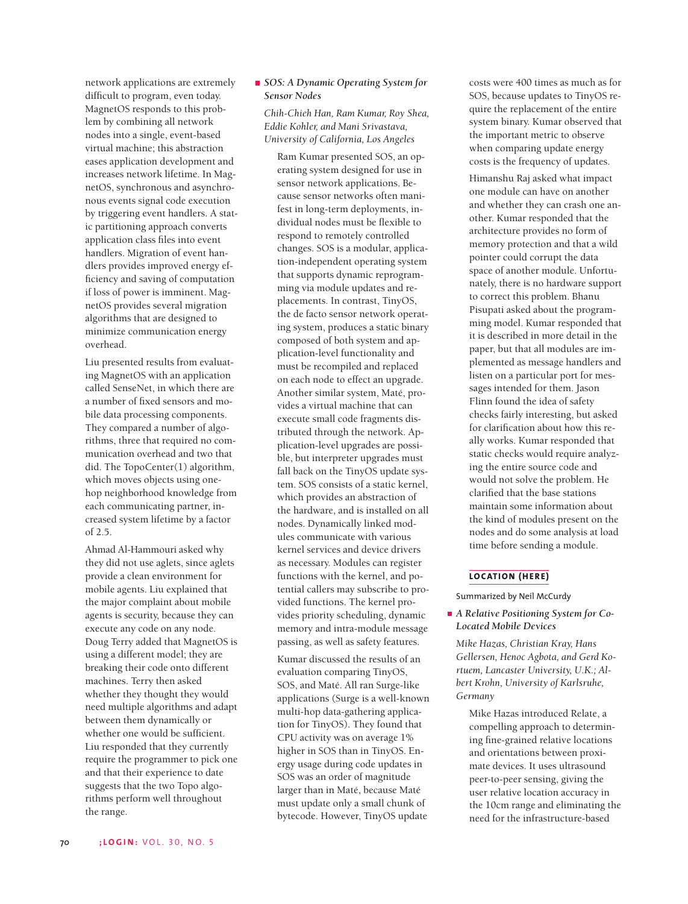network applications are extremely difficult to program, even today. MagnetOS responds to this problem by combining all network nodes into a single, event-based virtual machine; this abstraction eases application development and increases network lifetime. In MagnetOS, synchronous and asynchronous events signal code execution by triggering event handlers. A static partitioning approach converts application class files into event handlers. Migration of event handlers provides improved energy efficiency and saving of computation if loss of power is imminent. MagnetOS provides several migration algorithms that are designed to minimize communication energy overhead.

Liu presented results from evaluating MagnetOS with an application called SenseNet, in which there are a number of fixed sensors and mobile data processing components. They compared a number of algorithms, three that required no communication overhead and two that did. The TopoCenter(1) algorithm, which moves objects using one-hop neighborhood knowledge from each communicating partner, increased system lifetime by a factor of 2.5.

Ahmad Al-Hammouri asked why they did not use aglets, since aglets provide a clean environment for mobile agents. Liu explained that the major complaint about mobile agents is security, because they can execute any code on any node. Doug Terry added that MagnetOS is using a different model; they are breaking their code onto different machines. Terry then asked whether they thought they would need multiple algorithms and adapt between them dynamically or whether one would be sufficient. Liu responded that they currently require the programmer to pick one and that their experience to date suggests that the two Topo algorithms perform well throughout the range.

- *SOS: A Dynamic Operating System for Sensor Nodes*

*Chih-Chieh Han, Ram Kumar, Roy Shea, Eddie Kohler, and Mani Srivastava, University of California, Los Angeles*

Ram Kumar presented SOS, an operating system designed for use in sensor network applications. Because sensor networks often manifest in long-term deployments, individual nodes must be flexible to respond to remotely controlled changes. SOS is a modular, application-independent operating system that supports dynamic reprogramming via module updates and replacements. In contrast, TinyOS, the de facto sensor network operating system, produces a static binary composed of both system and application-level functionality and must be recompiled and replaced on each node to effect an upgrade. Another similar system, Maté, provides a virtual machine that can execute small code fragments distributed through the network. Application-level upgrades are possible, but interpreter upgrades must fall back on the TinyOS update system. SOS consists of a static kernel, which provides an abstraction of the hardware, and is installed on all nodes. Dynamically linked modules communicate with various kernel services and device drivers as necessary. Modules can register functions with the kernel, and potential callers may subscribe to provided functions. The kernel provides priority scheduling, dynamic memory and intra-module message passing, as well as safety features.

Kumar discussed the results of an evaluation comparing TinyOS, SOS, and Maté. All ran Surge-like applications (Surge is a well-known multi-hop data-gathering application for TinyOS). They found that CPU activity was on average 1% higher in SOS than in TinyOS. Energy usage during code updates in SOS was an order of magnitude larger than in Maté, because Maté must update only a small chunk of bytecode. However, TinyOS update costs were 400 times as much as for SOS, because updates to TinyOS require the replacement of the entire system binary. Kumar observed that the important metric to observe when comparing update energy costs is the frequency of updates.

Himanshu Raj asked what impact one module can have on another and whether they can crash one another. Kumar responded that the architecture provides no form of memory protection and that a wild pointer could corrupt the data space of another module. Unfortunately, there is no hardware support to correct this problem. Bhanu Pisupati asked about the programming model. Kumar responded that it is described in more detail in the paper, but that all modules are implemented as message handlers and listen on a particular port for messages intended for them. Jason Flinn found the idea of safety checks fairly interesting, but asked for clarification about how this really works. Kumar responded that static checks would require analyzing the entire source code and would not solve the problem. He clarified that the base stations maintain some information about the kind of modules present on the nodes and do some analysis at load time before sending a module.

## LOCATION (HERE)

Summarized by Neil McCurdy

- *A Relative Positioning System for Co-Located Mobile Devices*

*Mike Hazas, Christian Kray, Hans Gellersen, Henoc Agbota, and Gerd Kortuem, Lancaster University, U.K.; Albert Krohn, University of Karlsruhe, Germany*

Mike Hazas introduced Relate, a compelling approach to determining fine-grained relative locations and orientations between proximate devices. It uses ultrasound peer-to-peer sensing, giving the user relative location accuracy in the 10cm range and eliminating the need for the infrastructure-based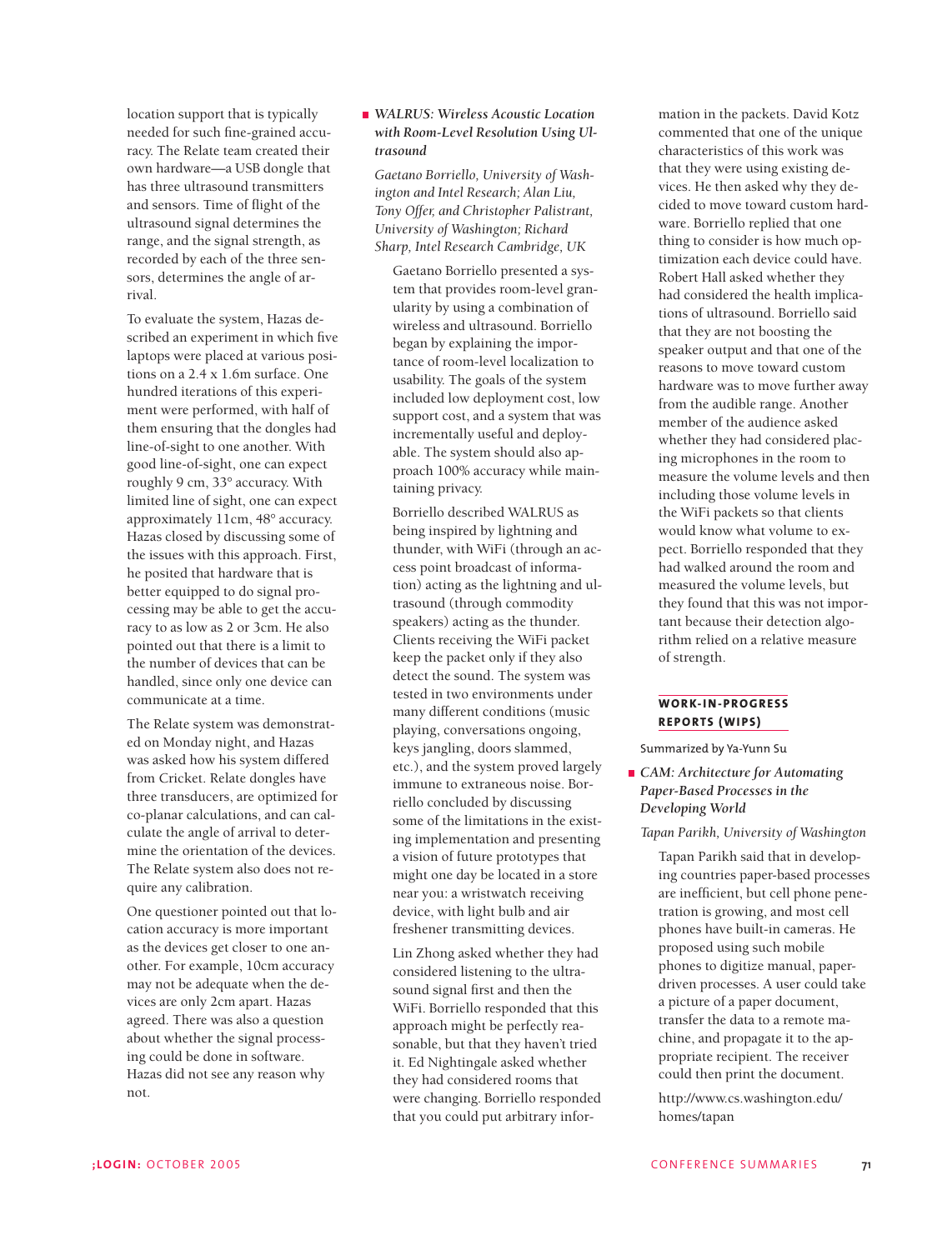location support that is typically needed for such fine-grained accuracy. The Relate team created their own hardware—a USB dongle that has three ultrasound transmitters and sensors. Time of flight of the ultrasound signal determines the range, and the signal strength, as recorded by each of the three sensors, determines the angle of arrival.

To evaluate the system, Hazas described an experiment in which five laptops were placed at various positions on a 2.4 x 1.6m surface. One hundred iterations of this experiment were performed, with half of them ensuring that the dongles had line-of-sight to one another. With good line-of-sight, one can expect roughly 9 cm, 33° accuracy. With limited line of sight, one can expect approximately 11cm, 48° accuracy. Hazas closed by discussing some of the issues with this approach. First, he posited that hardware that is better equipped to do signal processing may be able to get the accuracy to as low as 2 or 3cm. He also pointed out that there is a limit to the number of devices that can be handled, since only one device can communicate at a time.

The Relate system was demonstrated on Monday night, and Hazas was asked how his system differed from Cricket. Relate dongles have three transducers, are optimized for co-planar calculations, and can calculate the angle of arrival to determine the orientation of the devices. The Relate system also does not require any calibration.

One questioner pointed out that location accuracy is more important as the devices get closer to one another. For example, 10cm accuracy may not be adequate when the devices are only 2cm apart. Hazas agreed. There was also a question about whether the signal processing could be done in software. Hazas did not see any reason why not.

- *WALRUS: Wireless Acoustic Location with Room-Level Resolution Using Ultrasound*

*Gaetano Borriello, University of Washington and Intel Research; Alan Liu, Tony Offer, and Christopher Palistrant, University of Washington; Richard Sharp, Intel Research Cambridge, UK*

Gaetano Borriello presented a system that provides room-level granularity by using a combination of wireless and ultrasound. Borriello began by explaining the importance of room-level localization to usability. The goals of the system included low deployment cost, low support cost, and a system that was incrementally useful and deployable. The system should also approach 100% accuracy while maintaining privacy.

Borriello described WALRUS as being inspired by lightning and thunder, with WiFi (through an access point broadcast of information) acting as the lightning and ultrasound (through commodity speakers) acting as the thunder. Clients receiving the WiFi packet keep the packet only if they also detect the sound. The system was tested in two environments under many different conditions (music playing, conversations ongoing, keys jangling, doors slammed, etc.), and the system proved largely immune to extraneous noise. Borriello concluded by discussing some of the limitations in the existing implementation and presenting a vision of future prototypes that might one day be located in a store near you: a wristwatch receiving device, with light bulb and air freshener transmitting devices.

Lin Zhong asked whether they had considered listening to the ultrasound signal first and then the WiFi. Borriello responded that this approach might be perfectly reasonable, but that they haven't tried it. Ed Nightingale asked whether they had considered rooms that were changing. Borriello responded that you could put arbitrary information in the packets. David Kotz commented that one of the unique characteristics of this work was that they were using existing devices. He then asked why they decided to move toward custom hardware. Borriello replied that one thing to consider is how much optimization each device could have. Robert Hall asked whether they had considered the health implications of ultrasound. Borriello said that they are not boosting the speaker output and that one of the reasons to move toward custom hardware was to move further away from the audible range. Another member of the audience asked whether they had considered placing microphones in the room to measure the volume levels and then including those volume levels in the WiFi packets so that clients would know what volume to expect. Borriello responded that they had walked around the room and measured the volume levels, but they found that this was not important because their detection algorithm relied on a relative measure of strength.

## WORK-IN-PROGRESS REPORTS (WIPS)

Summarized by Ya-Yunn Su

- *CAM: Architecture for Automating Paper-Based Processes in the Developing World*

*Tapan Parikh, University of Washington*

Tapan Parikh said that in developing countries paper-based processes are inefficient, but cell phone penetration is growing, and most cell phones have built-in cameras. He proposed using such mobile phones to digitize manual, paper-driven processes. A user could take a picture of a paper document, transfer the data to a remote machine, and propagate it to the appropriate recipient. The receiver could then print the document.

http://www.cs.washington.edu/homes/tapan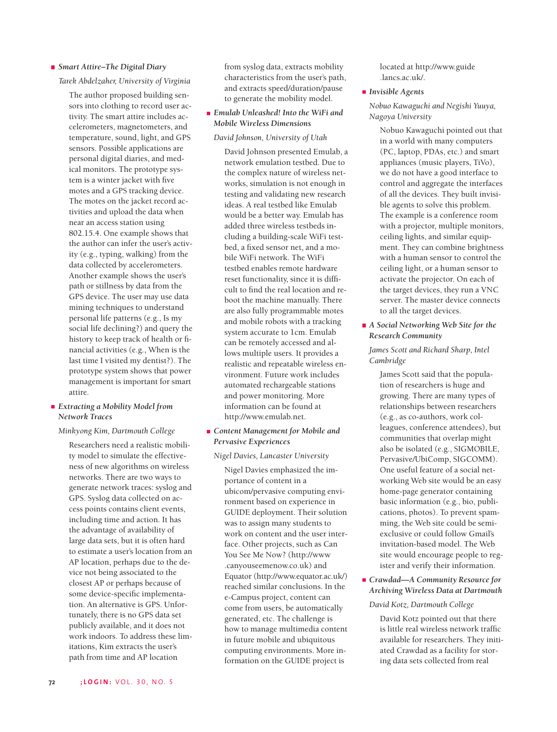- ***Smart Attire–The Digital Diary***

  *Tarek Abdelzaher, University of Virginia*

  The author proposed building sensors into clothing to record user activity. The smart attire includes accelerometers, magnetometers, and temperature, sound, light, and GPS sensors. Possible applications are personal digital diaries, and medical monitors. The prototype system is a winter jacket with five motes and a GPS tracking device. The motes on the jacket record activities and upload the data when near an access station using 802.15.4. One example shows that the author can infer the user's activity (e.g., typing, walking) from the data collected by accelerometers. Another example shows the user's path or stillness by data from the GPS device. The user may use data mining techniques to understand personal life patterns (e.g., Is my social life declining?) and query the history to keep track of health or financial activities (e.g., When is the last time I visited my dentist?). The prototype system shows that power management is important for smart attire.

- ***Extracting a Mobility Model from Network Traces***

  *Minkyong Kim, Dartmouth College*

  Researchers need a realistic mobility model to simulate the effectiveness of new algorithms on wireless networks. There are two ways to generate network traces: syslog and GPS. Syslog data collected on access points contains client events, including time and action. It has the advantage of availability of large data sets, but it is often hard to estimate a user's location from an AP location, perhaps due to the device not being associated to the closest AP or perhaps because of some device-specific implementation. An alternative is GPS. Unfortunately, there is no GPS data set publicly available, and it does not work indoors. To address these limitations, Kim extracts the user's path from time and AP location from syslog data, extracts mobility characteristics from the user's path, and extracts speed/duration/pause to generate the mobility model.

- ***Emulab Unleashed! Into the WiFi and Mobile Wireless Dimensions***

  *David Johnson, University of Utah*

  David Johnson presented Emulab, a network emulation testbed. Due to the complex nature of wireless networks, simulation is not enough in testing and validating new research ideas. A real testbed like Emulab would be a better way. Emulab has added three wireless testbeds including a building-scale WiFi testbed, a fixed sensor net, and a mobile WiFi network. The WiFi testbed enables remote hardware reset functionality, since it is difficult to find the real location and reboot the machine manually. There are also fully programmable motes and mobile robots with a tracking system accurate to 1cm. Emulab can be remotely accessed and allows multiple users. It provides a realistic and repeatable wireless environment. Future work includes automated rechargeable stations and power monitoring. More information can be found at http://www.emulab.net.

- ***Content Management for Mobile and Pervasive Experiences***

  *Nigel Davies, Lancaster University*

  Nigel Davies emphasized the importance of content in a ubicom/pervasive computing environment based on experience in GUIDE deployment. Their solution was to assign many students to work on content and the user interface. Other projects, such as Can You See Me Now? (http://www.canyouseemenow.co.uk) and Equator (http://www.equator.ac.uk/) reached similar conclusions. In the e-Campus project, content can come from users, be automatically generated, etc. The challenge is how to manage multimedia content in future mobile and ubiquitous computing environments. More information on the GUIDE project is located at http://www.guide.lancs.ac.uk/.

- ***Invisible Agents***

  *Nobuo Kawaguchi and Negishi Yuuya, Nagoya University*

  Nobuo Kawaguchi pointed out that in a world with many computers (PC, laptop, PDAs, etc.) and smart appliances (music players, TiVo), we do not have a good interface to control and aggregate the interfaces of all the devices. They built invisible agents to solve this problem. The example is a conference room with a projector, multiple monitors, ceiling lights, and similar equipment. They can combine brightness with a human sensor to control the ceiling light, or a human sensor to activate the projector. On each of the target devices, they run a VNC server. The master device connects to all the target devices.

- ***A Social Networking Web Site for the Research Community***

  *James Scott and Richard Sharp, Intel Cambridge*

  James Scott said that the population of researchers is huge and growing. There are many types of relationships between researchers (e.g., as co-authors, work colleagues, conference attendees), but communities that overlap might also be isolated (e.g., SIGMOBILE, Pervasive/UbiComp, SIGCOMM). One useful feature of a social networking Web site would be an easy home-page generator containing basic information (e.g., bio, publications, photos). To prevent spamming, the Web site could be semi-exclusive or could follow Gmail's invitation-based model. The Web site would encourage people to register and verify their information.

- ***Crawdad—A Community Resource for Archiving Wireless Data at Dartmouth***

  *David Kotz, Dartmouth College*

  David Kotz pointed out that there is little real wireless network traffic available for researchers. They initiated Crawdad as a facility for storing data sets collected from real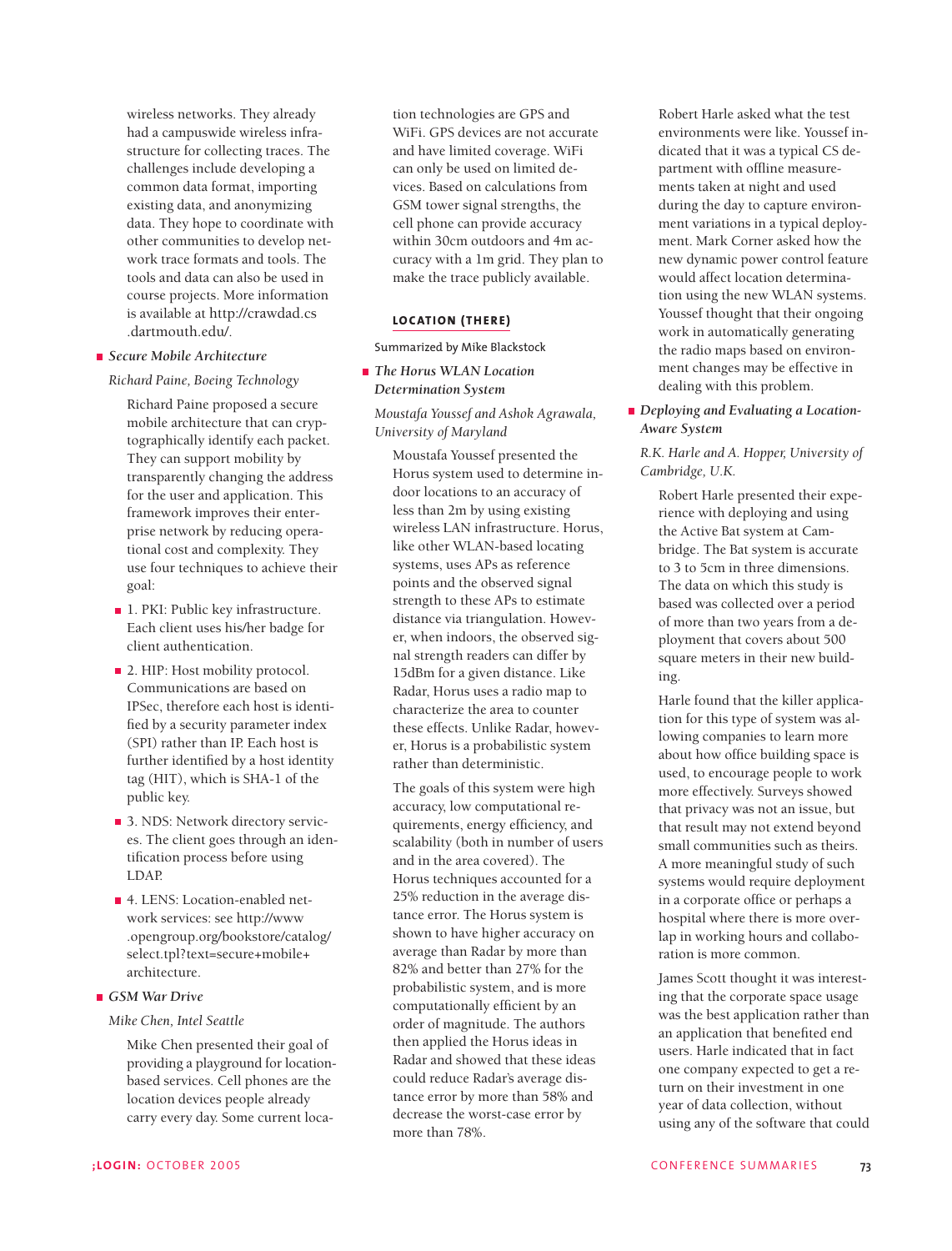wireless networks. They already had a campuswide wireless infrastructure for collecting traces. The challenges include developing a common data format, importing existing data, and anonymizing data. They hope to coordinate with other communities to develop network trace formats and tools. The tools and data can also be used in course projects. More information is available at http://crawdad.cs.dartmouth.edu/.

- *Secure Mobile Architecture*

  *Richard Paine, Boeing Technology*

  Richard Paine proposed a secure mobile architecture that can cryptographically identify each packet. They can support mobility by transparently changing the address for the user and application. This framework improves their enterprise network by reducing operational cost and complexity. They use four techniques to achieve their goal:

  - 1. PKI: Public key infrastructure. Each client uses his/her badge for client authentication.
  - 2. HIP: Host mobility protocol. Communications are based on IPSec, therefore each host is identified by a security parameter index (SPI) rather than IP. Each host is further identified by a host identity tag (HIT), which is SHA-1 of the public key.
  - 3. NDS: Network directory services. The client goes through an identification process before using LDAP.
  - 4. LENS: Location-enabled network services: see http://www.opengroup.org/bookstore/catalog/select.tpl?text=secure+mobile+architecture.

- *GSM War Drive*

  *Mike Chen, Intel Seattle*

  Mike Chen presented their goal of providing a playground for location-based services. Cell phones are the location devices people already carry every day. Some current location technologies are GPS and WiFi. GPS devices are not accurate and have limited coverage. WiFi can only be used on limited devices. Based on calculations from GSM tower signal strengths, the cell phone can provide accuracy within 30cm outdoors and 4m accuracy with a 1m grid. They plan to make the trace publicly available.

## LOCATION (THERE)

Summarized by Mike Blackstock

- *The Horus WLAN Location Determination System*

  *Moustafa Youssef and Ashok Agrawala, University of Maryland*

  Moustafa Youssef presented the Horus system used to determine indoor locations to an accuracy of less than 2m by using existing wireless LAN infrastructure. Horus, like other WLAN-based locating systems, uses APs as reference points and the observed signal strength to these APs to estimate distance via triangulation. However, when indoors, the observed signal strength readers can differ by 15dBm for a given distance. Like Radar, Horus uses a radio map to characterize the area to counter these effects. Unlike Radar, however, Horus is a probabilistic system rather than deterministic.

  The goals of this system were high accuracy, low computational requirements, energy efficiency, and scalability (both in number of users and in the area covered). The Horus techniques accounted for a 25% reduction in the average distance error. The Horus system is shown to have higher accuracy on average than Radar by more than 82% and better than 27% for the probabilistic system, and is more computationally efficient by an order of magnitude. The authors then applied the Horus ideas in Radar and showed that these ideas could reduce Radar's average distance error by more than 58% and decrease the worst-case error by more than 78%.

  Robert Harle asked what the test environments were like. Youssef indicated that it was a typical CS department with offline measurements taken at night and used during the day to capture environment variations in a typical deployment. Mark Corner asked how the new dynamic power control feature would affect location determination using the new WLAN systems. Youssef thought that their ongoing work in automatically generating the radio maps based on environment changes may be effective in dealing with this problem.

- *Deploying and Evaluating a Location-Aware System*

  *R.K. Harle and A. Hopper, University of Cambridge, U.K.*

  Robert Harle presented their experience with deploying and using the Active Bat system at Cambridge. The Bat system is accurate to 3 to 5cm in three dimensions. The data on which this study is based was collected over a period of more than two years from a deployment that covers about 500 square meters in their new building.

  Harle found that the killer application for this type of system was allowing companies to learn more about how office building space is used, to encourage people to work more effectively. Surveys showed that privacy was not an issue, but that result may not extend beyond small communities such as theirs. A more meaningful study of such systems would require deployment in a corporate office or perhaps a hospital where there is more overlap in working hours and collaboration is more common.

  James Scott thought it was interesting that the corporate space usage was the best application rather than an application that benefited end users. Harle indicated that in fact one company expected to get a return on their investment in one year of data collection, without using any of the software that could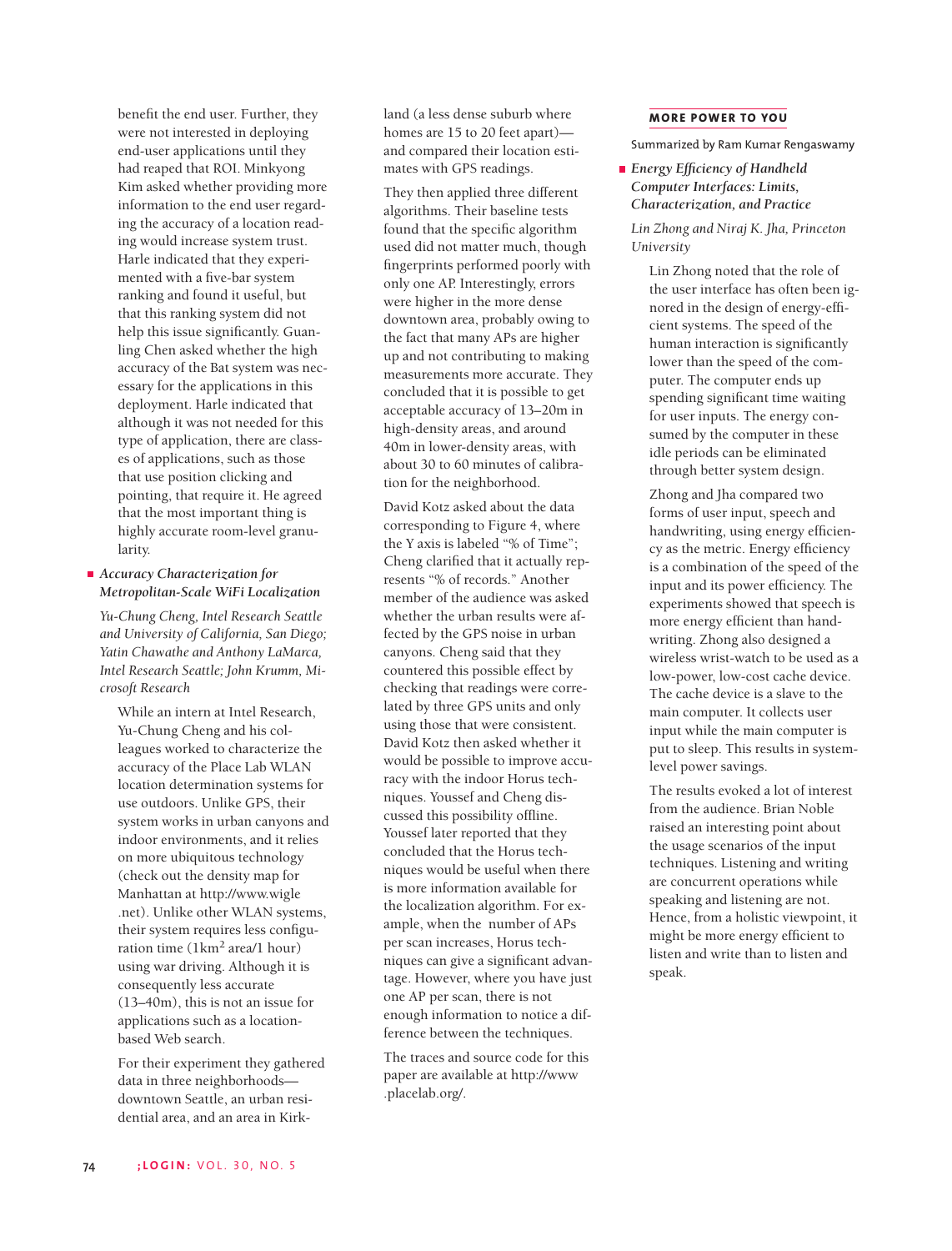benefit the end user. Further, they were not interested in deploying end-user applications until they had reaped that ROI. Minkyong Kim asked whether providing more information to the end user regarding the accuracy of a location reading would increase system trust. Harle indicated that they experimented with a five-bar system ranking and found it useful, but that this ranking system did not help this issue significantly. Guanling Chen asked whether the high accuracy of the Bat system was necessary for the applications in this deployment. Harle indicated that although it was not needed for this type of application, there are classes of applications, such as those that use position clicking and pointing, that require it. He agreed that the most important thing is highly accurate room-level granularity.

- *Accuracy Characterization for Metropolitan-Scale WiFi Localization*

  *Yu-Chung Cheng, Intel Research Seattle and University of California, San Diego; Yatin Chawathe and Anthony LaMarca, Intel Research Seattle; John Krumm, Microsoft Research*

While an intern at Intel Research, Yu-Chung Cheng and his colleagues worked to characterize the accuracy of the Place Lab WLAN location determination systems for use outdoors. Unlike GPS, their system works in urban canyons and indoor environments, and it relies on more ubiquitous technology (check out the density map for Manhattan at http://www.wigle.net). Unlike other WLAN systems, their system requires less configuration time (1km$^2$ area/1 hour) using war driving. Although it is consequently less accurate (13–40m), this is not an issue for applications such as a location-based Web search.

For their experiment they gathered data in three neighborhoods—downtown Seattle, an urban residential area, and an area in Kirkland (a less dense suburb where homes are 15 to 20 feet apart)—and compared their location estimates with GPS readings.

They then applied three different algorithms. Their baseline tests found that the specific algorithm used did not matter much, though fingerprints performed poorly with only one AP. Interestingly, errors were higher in the more dense downtown area, probably owing to the fact that many APs are higher up and not contributing to making measurements more accurate. They concluded that it is possible to get acceptable accuracy of 13–20m in high-density areas, and around 40m in lower-density areas, with about 30 to 60 minutes of calibration for the neighborhood.

David Kotz asked about the data corresponding to Figure 4, where the Y axis is labeled "% of Time"; Cheng clarified that it actually represents "% of records." Another member of the audience was asked whether the urban results were affected by the GPS noise in urban canyons. Cheng said that they countered this possible effect by checking that readings were correlated by three GPS units and only using those that were consistent. David Kotz then asked whether it would be possible to improve accuracy with the indoor Horus techniques. Youssef and Cheng discussed this possibility offline. Youssef later reported that they concluded that the Horus techniques would be useful when there is more information available for the localization algorithm. For example, when the number of APs per scan increases, Horus techniques can give a significant advantage. However, where you have just one AP per scan, there is not enough information to notice a difference between the techniques.

The traces and source code for this paper are available at http://www.placelab.org/.

## MORE POWER TO YOU

Summarized by Ram Kumar Rengaswamy

- *Energy Efficiency of Handheld Computer Interfaces: Limits, Characterization, and Practice*

  *Lin Zhong and Niraj K. Jha, Princeton University*

Lin Zhong noted that the role of the user interface has often been ignored in the design of energy-efficient systems. The speed of the human interaction is significantly lower than the speed of the computer. The computer ends up spending significant time waiting for user inputs. The energy consumed by the computer in these idle periods can be eliminated through better system design.

Zhong and Jha compared two forms of user input, speech and handwriting, using energy efficiency as the metric. Energy efficiency is a combination of the speed of the input and its power efficiency. The experiments showed that speech is more energy efficient than handwriting. Zhong also designed a wireless wrist-watch to be used as a low-power, low-cost cache device. The cache device is a slave to the main computer. It collects user input while the main computer is put to sleep. This results in system-level power savings.

The results evoked a lot of interest from the audience. Brian Noble raised an interesting point about the usage scenarios of the input techniques. Listening and writing are concurrent operations while speaking and listening are not. Hence, from a holistic viewpoint, it might be more energy efficient to listen and write than to listen and speak.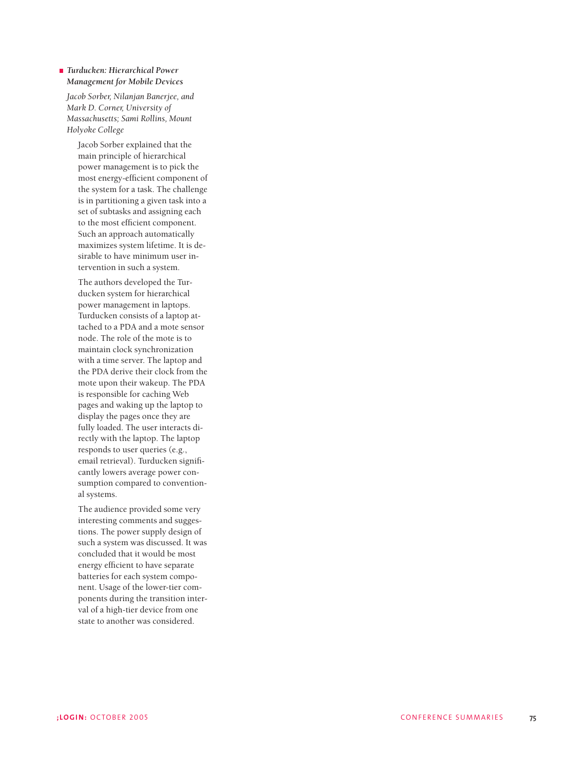- ***Turducken: Hierarchical Power Management for Mobile Devices***

*Jacob Sorber, Nilanjan Banerjee, and Mark D. Corner, University of Massachusetts; Sami Rollins, Mount Holyoke College*

Jacob Sorber explained that the main principle of hierarchical power management is to pick the most energy-efficient component of the system for a task. The challenge is in partitioning a given task into a set of subtasks and assigning each to the most efficient component. Such an approach automatically maximizes system lifetime. It is desirable to have minimum user intervention in such a system.

The authors developed the Turducken system for hierarchical power management in laptops. Turducken consists of a laptop attached to a PDA and a mote sensor node. The role of the mote is to maintain clock synchronization with a time server. The laptop and the PDA derive their clock from the mote upon their wakeup. The PDA is responsible for caching Web pages and waking up the laptop to display the pages once they are fully loaded. The user interacts directly with the laptop. The laptop responds to user queries (e.g., email retrieval). Turducken significantly lowers average power consumption compared to conventional systems.

The audience provided some very interesting comments and suggestions. The power supply design of such a system was discussed. It was concluded that it would be most energy efficient to have separate batteries for each system component. Usage of the lower-tier components during the transition interval of a high-tier device from one state to another was considered.